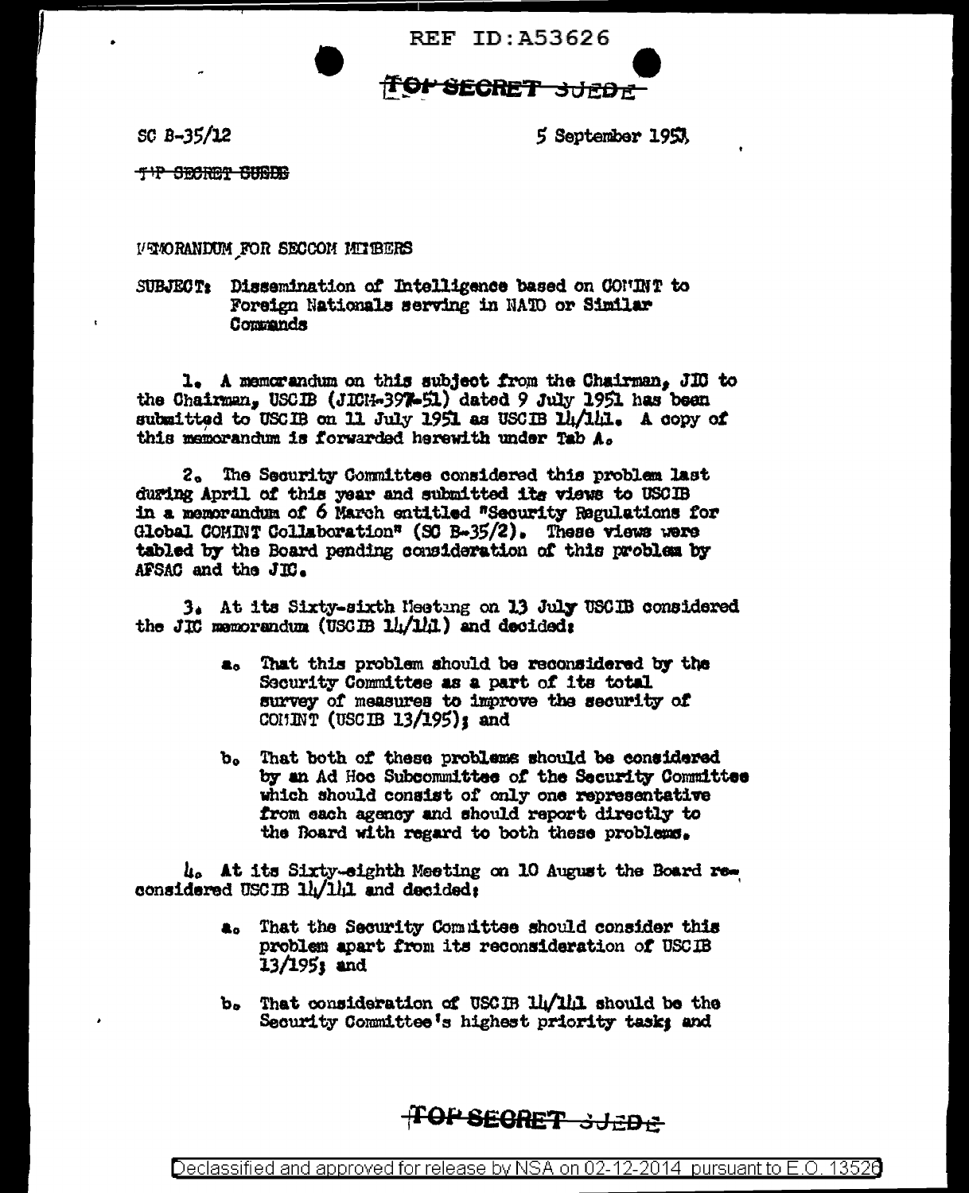REF ID:A53626

TOP SECRET SUEDE

SC B-35/12

5 September 1951

TOP SECRET SUEDE

MEMORANDUM FOR SECCOM MEMBERS

SUBJECT: Dissemination of Intelligence based on COMINT to Foreign Nationals serving in NATO or Similar Commands

1. A memorandum on this subject from the Chairman, JIC to the Chairman, USCIB (JICM-397-51) dated 9 July 1951 has been submitted to USCIB on 11 July 1951 as USCIB 14/141. A copy of this memorandum is forwarded herewith under Tab A.

2. The Security Committee considered this problem last during April of this year and submitted its views to USCIB in a memorandum of 6 March entitled "Security Regulations for Global COMINT Collaboration" (SC B-35/2). These views were tabled by the Board pending consideration of this problem by AFSAC and the JIC.

3. At its Sixty-sixth Meeting on 13 July USCIB considered the JIC memorandum (USCIB 14/141) and decided:

   a. That this problem should be reconsidered by the Security Committee as a part of its total survey of measures to improve the security of COMINT (USCIB 13/195); and

   b. That both of these problems should be considered by an Ad Hoc Subcommittee of the Security Committee which should consist of only one representative from each agency and should report directly to the Board with regard to both these problems.

4. At its Sixty-eighth Meeting on 10 August the Board reconsidered USCIB 14/141 and decided:

   a. That the Security Committee should consider this problem apart from its reconsideration of USCIB 13/195; and

   b. That consideration of USCIB 14/141 should be the Security Committee's highest priority task; and

TOP SECRET SUEDE

Declassified and approved for release by NSA on 02-12-2014 pursuant to E.O. 13526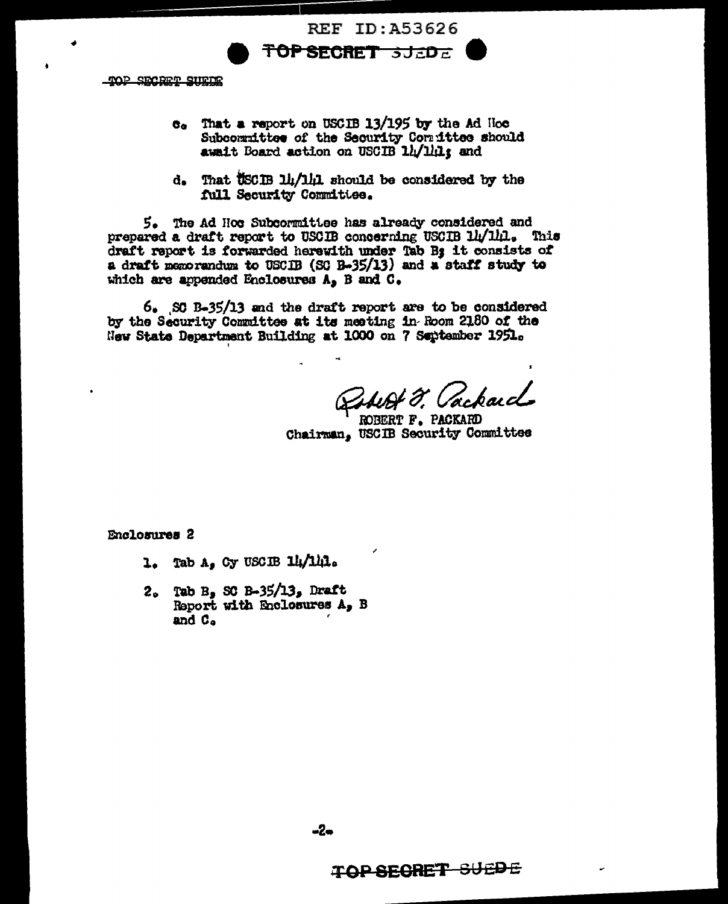c. That a report on USCIB 13/195 by the Ad Hoc Subcommittee of the Security Committee should await Board action on USCIB 14/141; and

d. That USCIB 14/141 should be considered by the full Security Committee.

5. The Ad Hoc Subcommittee has already considered and prepared a draft report to USCIB concerning USCIB 14/141. This draft report is forwarded herewith under Tab B; it consists of a draft memorandum to USCIB (SC B-35/13) and a staff study to which are appended Enclosures A, B and C.

6. SC B-35/13 and the draft report are to be considered by the Security Committee at its meeting in Room 2180 of the New State Department Building at 1000 on 7 September 1951.

Robert F. Packard

ROBERT F. PACKARD
Chairman, USCIB Security Committee

Enclosures 2

1. Tab A, Cy USCIB 14/141.
2. Tab B, SC B-35/13, Draft Report with Enclosures A, B and C.